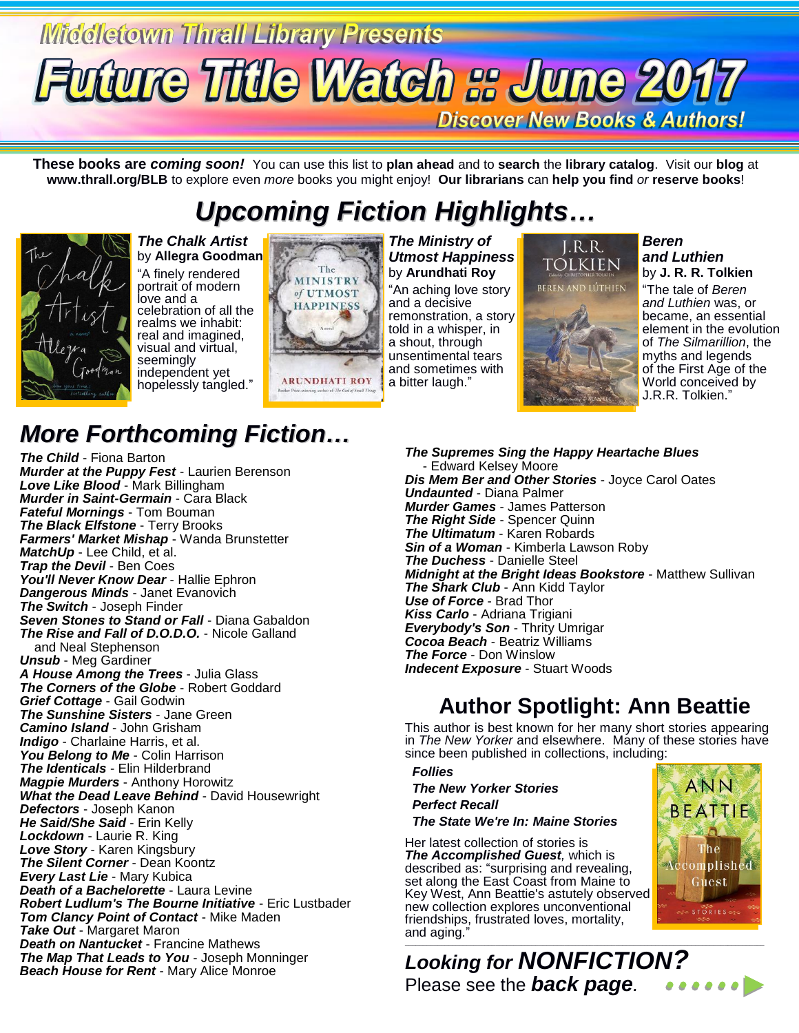# Middletown Thrall Library Presents

# Future Title Watch :: June 2017

**Discover New Books & Authors!**

**These books are *coming soon!*** You can use this list to **plan ahead** and to **search** the **library catalog**. Visit our **blog** at **www.thrall.org/BLB** to explore even *more* books you might enjoy! **Our librarians** can **help you find** *or* **reserve books**!

## *Upcoming Fiction Highlights…*

***The Chalk Artist*** by **Allegra Goodman**
"A finely rendered portrait of modern love and a celebration of all the realms we inhabit: real and imagined, visual and virtual, seemingly independent yet hopelessly tangled."

***The Ministry of Utmost Happiness*** by **Arundhati Roy**
"An aching love story and a decisive remonstration, a story told in a whisper, in a shout, through unsentimental tears and sometimes with a bitter laugh."

***Beren and Luthien*** by **J. R. R. Tolkien**
"The tale of *Beren and Luthien* was, or became, an essential element in the evolution of *The Silmarillion*, the myths and legends of the First Age of the World conceived by J.R.R. Tolkien."

## *More Forthcoming Fiction…*

***The Child*** - Fiona Barton
***Murder at the Puppy Fest*** - Laurien Berenson
***Love Like Blood*** - Mark Billingham
***Murder in Saint-Germain*** - Cara Black
***Fateful Mornings*** - Tom Bouman
***The Black Elfstone*** - Terry Brooks
***Farmers' Market Mishap*** - Wanda Brunstetter
***MatchUp*** - Lee Child, et al.
***Trap the Devil*** - Ben Coes
***You'll Never Know Dear*** - Hallie Ephron
***Dangerous Minds*** - Janet Evanovich
***The Switch*** - Joseph Finder
***Seven Stones to Stand or Fall*** - Diana Gabaldon
***The Rise and Fall of D.O.D.O.*** - Nicole Galland and Neal Stephenson
***Unsub*** - Meg Gardiner
***A House Among the Trees*** - Julia Glass
***The Corners of the Globe*** - Robert Goddard
***Grief Cottage*** - Gail Godwin
***The Sunshine Sisters*** - Jane Green
***Camino Island*** - John Grisham
***Indigo*** - Charlaine Harris, et al.
***You Belong to Me*** - Colin Harrison
***The Identicals*** - Elin Hilderbrand
***Magpie Murders*** - Anthony Horowitz
***What the Dead Leave Behind*** - David Housewright
***Defectors*** - Joseph Kanon
***He Said/She Said*** - Erin Kelly
***Lockdown*** - Laurie R. King
***Love Story*** - Karen Kingsbury
***The Silent Corner*** - Dean Koontz
***Every Last Lie*** - Mary Kubica
***Death of a Bachelorette*** - Laura Levine
***Robert Ludlum's The Bourne Initiative*** - Eric Lustbader
***Tom Clancy Point of Contact*** - Mike Maden
***Take Out*** - Margaret Maron
***Death on Nantucket*** - Francine Mathews
***The Map That Leads to You*** - Joseph Monninger
***Beach House for Rent*** - Mary Alice Monroe
***The Supremes Sing the Happy Heartache Blues*** - Edward Kelsey Moore
***Dis Mem Ber and Other Stories*** - Joyce Carol Oates
***Undaunted*** - Diana Palmer
***Murder Games*** - James Patterson
***The Right Side*** - Spencer Quinn
***The Ultimatum*** - Karen Robards
***Sin of a Woman*** - Kimberla Lawson Roby
***The Duchess*** - Danielle Steel
***Midnight at the Bright Ideas Bookstore*** - Matthew Sullivan
***The Shark Club*** - Ann Kidd Taylor
***Use of Force*** - Brad Thor
***Kiss Carlo*** - Adriana Trigiani
***Everybody's Son*** - Thrity Umrigar
***Cocoa Beach*** - Beatriz Williams
***The Force*** - Don Winslow
***Indecent Exposure*** - Stuart Woods

## Author Spotlight: Ann Beattie

This author is best known for her many short stories appearing in *The New Yorker* and elsewhere. Many of these stories have since been published in collections, including:

***Follies***
***The New Yorker Stories***
***Perfect Recall***
***The State We're In: Maine Stories***

Her latest collection of stories is ***The Accomplished Guest****,* which is described as: "surprising and revealing, set along the East Coast from Maine to Key West, Ann Beattie's astutely observed new collection explores unconventional friendships, frustrated loves, mortality, and aging."

## *Looking for NONFICTION?*

Please see the ***back page****.*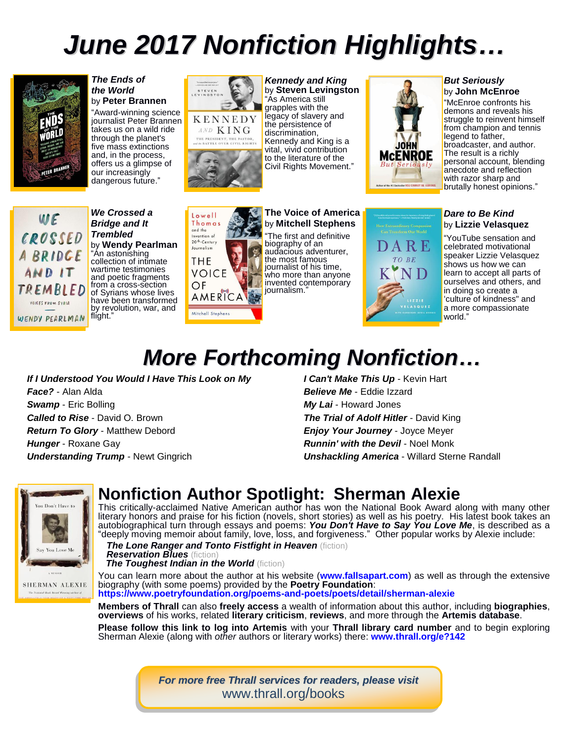# June 2017 Nonfiction Highlights…

***The Ends of the World*** by **Peter Brannen**
"Award-winning science journalist Peter Brannen takes us on a wild ride through the planet's five mass extinctions and, in the process, offers us a glimpse of our increasingly dangerous future."

***Kennedy and King*** by **Steven Levingston**
"As America still grapples with the legacy of slavery and the persistence of discrimination, Kennedy and King is a vital, vivid contribution to the literature of the Civil Rights Movement."

***But Seriously*** by **John McEnroe**
"McEnroe confronts his demons and reveals his struggle to reinvent himself from champion and tennis legend to father, broadcaster, and author. The result is a richly personal account, blending anecdote and reflection with razor sharp and brutally honest opinions."

***We Crossed a Bridge and It Trembled*** by **Wendy Pearlman**
"An astonishing collection of intimate wartime testimonies and poetic fragments from a cross-section of Syrians whose lives have been transformed by revolution, war, and flight."

**The Voice of America** by **Mitchell Stephens**
"The first and definitive biography of an audacious adventurer, the most famous journalist of his time, who more than anyone invented contemporary journalism."

***Dare to Be Kind*** by **Lizzie Velasquez**
"YouTube sensation and celebrated motivational speaker Lizzie Velasquez shows us how we can learn to accept all parts of ourselves and others, and in doing so create a 'culture of kindness" and a more compassionate world."

# More Forthcoming Nonfiction…

***If I Understood You Would I Have This Look on My Face?*** - Alan Alda
***Swamp*** - Eric Bolling
***Called to Rise*** - David O. Brown
***Return To Glory*** - Matthew Debord
***Hunger*** - Roxane Gay
***Understanding Trump*** - Newt Gingrich
***I Can't Make This Up*** - Kevin Hart
***Believe Me*** - Eddie Izzard
***My Lai*** - Howard Jones
***The Trial of Adolf Hitler*** - David King
***Enjoy Your Journey*** - Joyce Meyer
***Runnin' with the Devil*** - Noel Monk
***Unshackling America*** - Willard Sterne Randall

## Nonfiction Author Spotlight: Sherman Alexie

This critically-acclaimed Native American author has won the National Book Award along with many other literary honors and praise for his fiction (novels, short stories) as well as his poetry. His latest book takes an autobiographical turn through essays and poems: ***You Don't Have to Say You Love Me***, is described as a "deeply moving memoir about family, love, loss, and forgiveness." Other popular works by Alexie include:

***The Lone Ranger and Tonto Fistfight in Heaven*** (fiction)
***Reservation Blues*** (fiction)
***The Toughest Indian in the World*** (fiction)

You can learn more about the author at his website (**www.fallsapart.com**) as well as through the extensive biography (with some poems) provided by the **Poetry Foundation**:
**https://www.poetryfoundation.org/poems-and-poets/poets/detail/sherman-alexie**

**Members of Thrall** can also **freely access** a wealth of information about this author, including **biographies**, **overviews** of his works, related **literary criticism**, **reviews**, and more through the **Artemis database**.

**Please follow this link to log into Artemis** with your **Thrall library card number** and to begin exploring Sherman Alexie (along with *other* authors or literary works) there: **www.thrall.org/e?142**

***For more free Thrall services for readers, please visit***
www.thrall.org/books